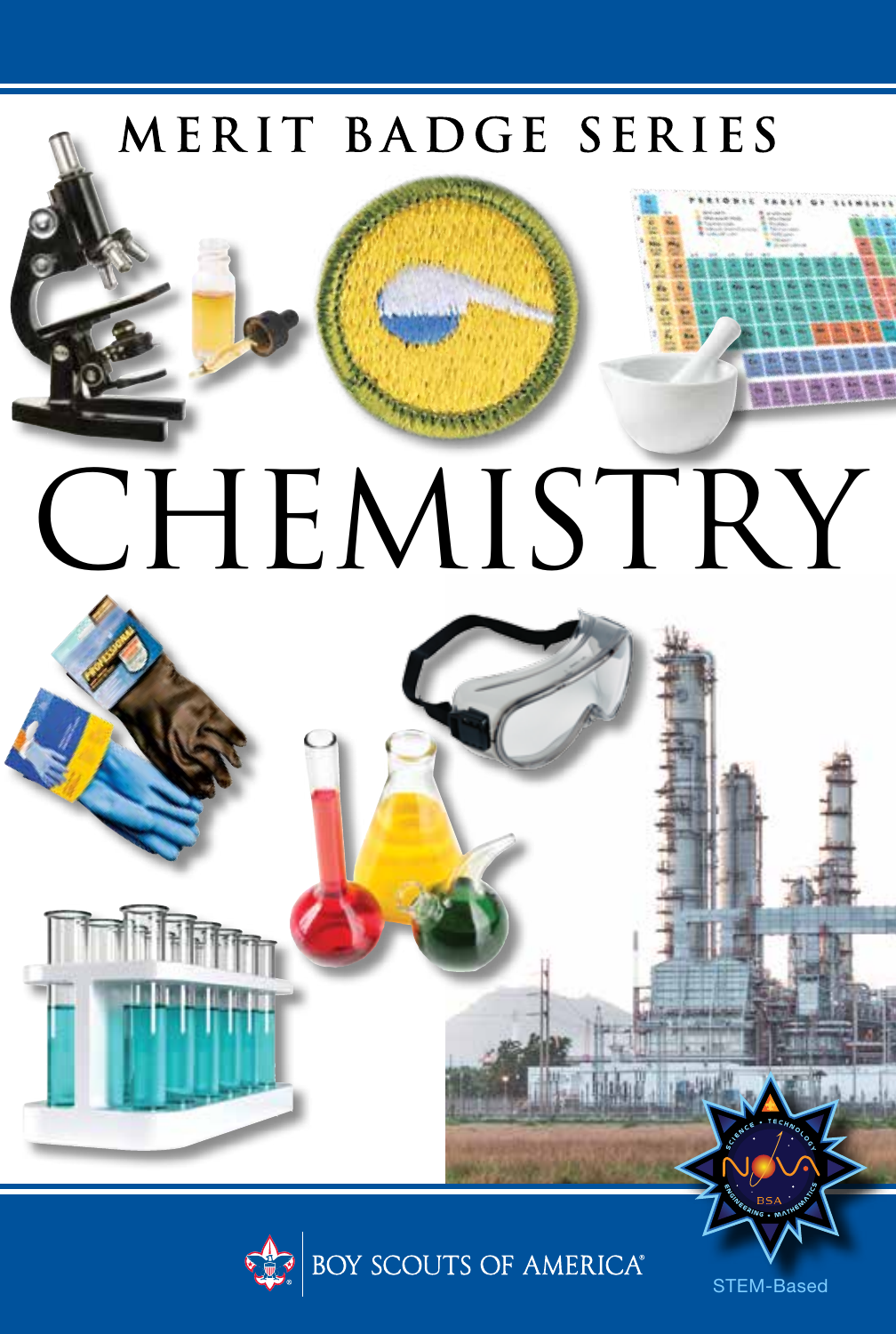# MERIT BADGE SERIES

# CHEMISTRY

BOY SCOUTS OF AMERICA®

STEM-Based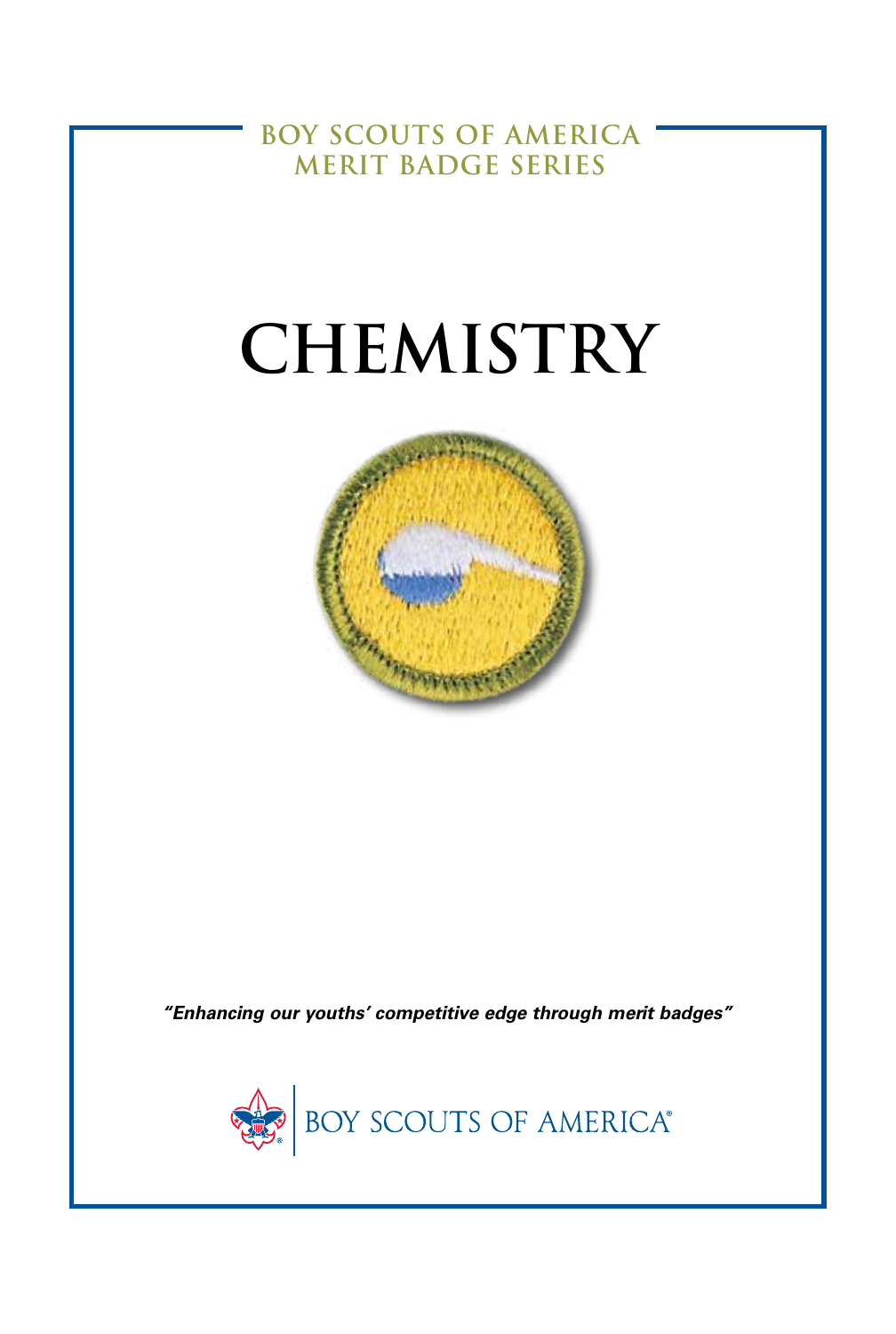BOY SCOUTS OF AMERICA
MERIT BADGE SERIES

# CHEMISTRY

*"Enhancing our youths' competitive edge through merit badges"*

BOY SCOUTS OF AMERICA®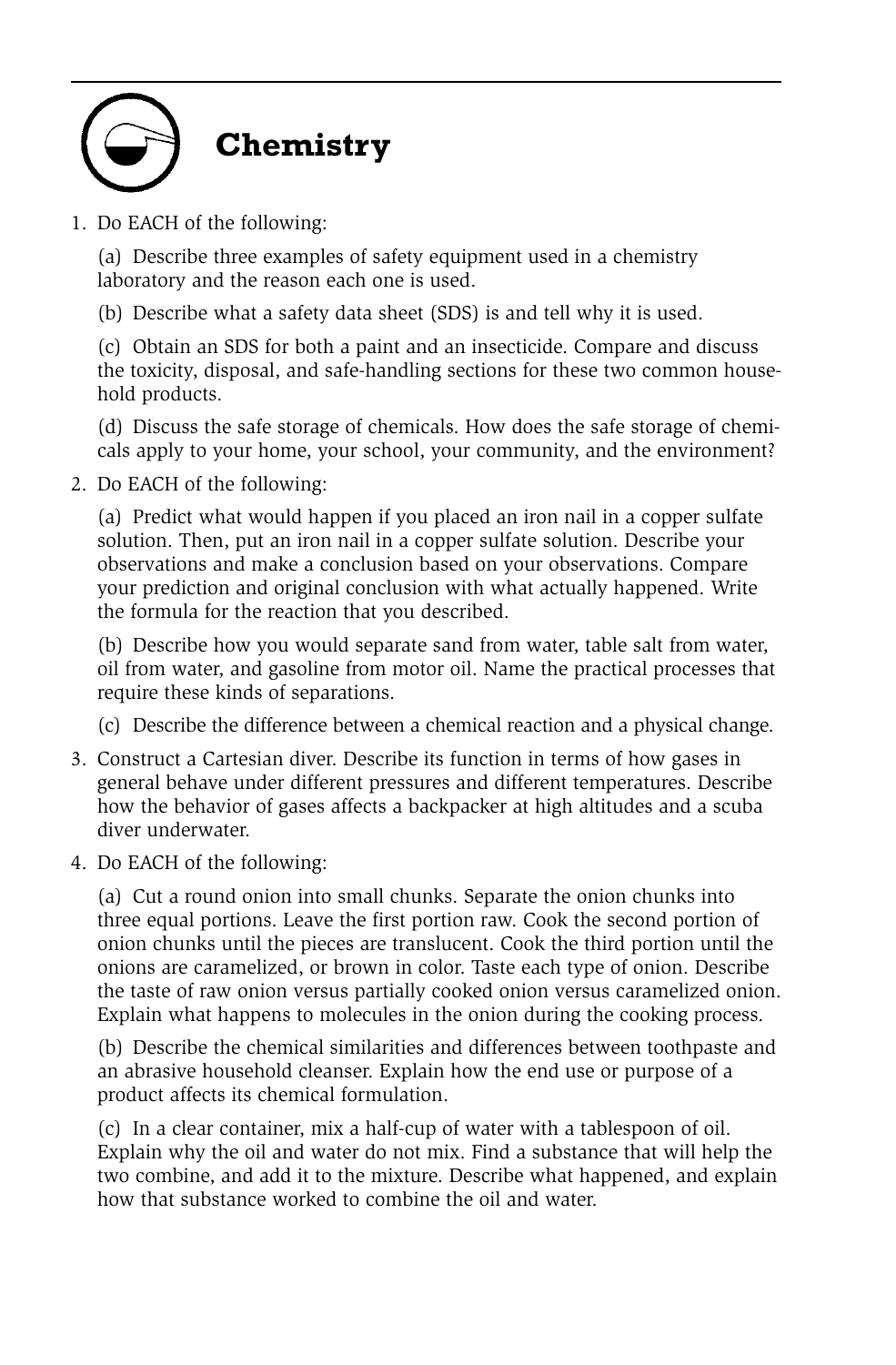# Chemistry

1. Do EACH of the following:

   (a) Describe three examples of safety equipment used in a chemistry laboratory and the reason each one is used.

   (b) Describe what a safety data sheet (SDS) is and tell why it is used.

   (c) Obtain an SDS for both a paint and an insecticide. Compare and discuss the toxicity, disposal, and safe-handling sections for these two common household products.

   (d) Discuss the safe storage of chemicals. How does the safe storage of chemicals apply to your home, your school, your community, and the environment?

2. Do EACH of the following:

   (a) Predict what would happen if you placed an iron nail in a copper sulfate solution. Then, put an iron nail in a copper sulfate solution. Describe your observations and make a conclusion based on your observations. Compare your prediction and original conclusion with what actually happened. Write the formula for the reaction that you described.

   (b) Describe how you would separate sand from water, table salt from water, oil from water, and gasoline from motor oil. Name the practical processes that require these kinds of separations.

   (c) Describe the difference between a chemical reaction and a physical change.

3. Construct a Cartesian diver. Describe its function in terms of how gases in general behave under different pressures and different temperatures. Describe how the behavior of gases affects a backpacker at high altitudes and a scuba diver underwater.

4. Do EACH of the following:

   (a) Cut a round onion into small chunks. Separate the onion chunks into three equal portions. Leave the first portion raw. Cook the second portion of onion chunks until the pieces are translucent. Cook the third portion until the onions are caramelized, or brown in color. Taste each type of onion. Describe the taste of raw onion versus partially cooked onion versus caramelized onion. Explain what happens to molecules in the onion during the cooking process.

   (b) Describe the chemical similarities and differences between toothpaste and an abrasive household cleanser. Explain how the end use or purpose of a product affects its chemical formulation.

   (c) In a clear container, mix a half-cup of water with a tablespoon of oil. Explain why the oil and water do not mix. Find a substance that will help the two combine, and add it to the mixture. Describe what happened, and explain how that substance worked to combine the oil and water.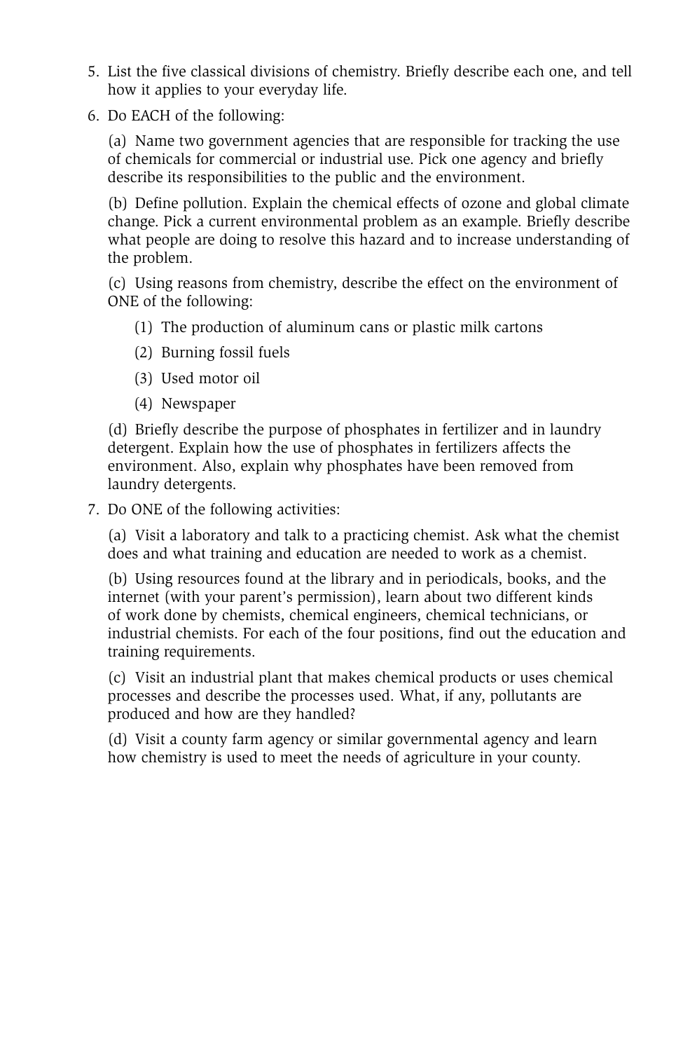5. List the five classical divisions of chemistry. Briefly describe each one, and tell how it applies to your everyday life.

6. Do EACH of the following:

   (a) Name two government agencies that are responsible for tracking the use of chemicals for commercial or industrial use. Pick one agency and briefly describe its responsibilities to the public and the environment.

   (b) Define pollution. Explain the chemical effects of ozone and global climate change. Pick a current environmental problem as an example. Briefly describe what people are doing to resolve this hazard and to increase understanding of the problem.

   (c) Using reasons from chemistry, describe the effect on the environment of ONE of the following:

      (1) The production of aluminum cans or plastic milk cartons

      (2) Burning fossil fuels

      (3) Used motor oil

      (4) Newspaper

   (d) Briefly describe the purpose of phosphates in fertilizer and in laundry detergent. Explain how the use of phosphates in fertilizers affects the environment. Also, explain why phosphates have been removed from laundry detergents.

7. Do ONE of the following activities:

   (a) Visit a laboratory and talk to a practicing chemist. Ask what the chemist does and what training and education are needed to work as a chemist.

   (b) Using resources found at the library and in periodicals, books, and the internet (with your parent's permission), learn about two different kinds of work done by chemists, chemical engineers, chemical technicians, or industrial chemists. For each of the four positions, find out the education and training requirements.

   (c) Visit an industrial plant that makes chemical products or uses chemical processes and describe the processes used. What, if any, pollutants are produced and how are they handled?

   (d) Visit a county farm agency or similar governmental agency and learn how chemistry is used to meet the needs of agriculture in your county.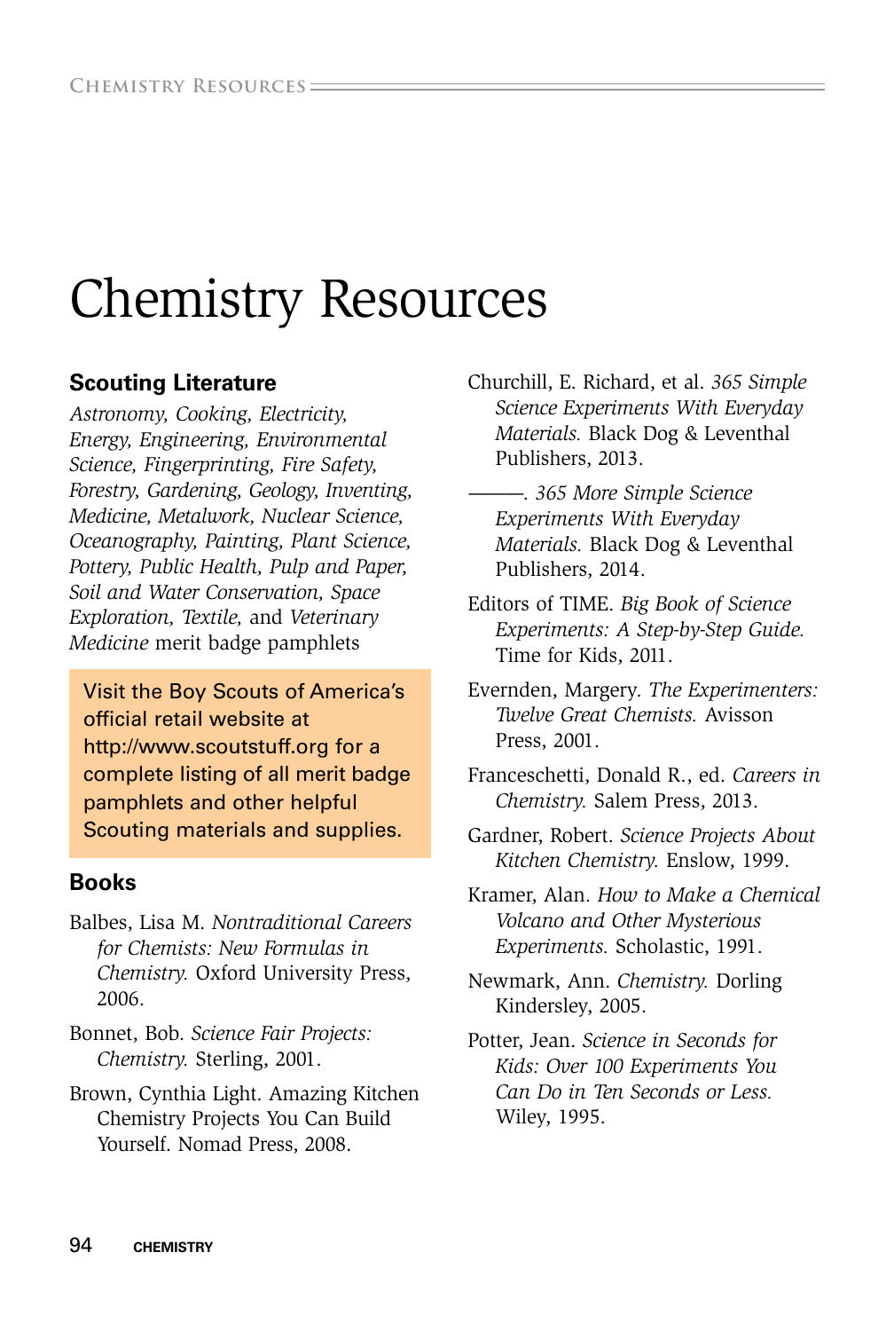# Chemistry Resources

## Scouting Literature

*Astronomy, Cooking, Electricity, Energy, Engineering, Environmental Science, Fingerprinting, Fire Safety, Forestry, Gardening, Geology, Inventing, Medicine, Metalwork, Nuclear Science, Oceanography, Painting, Plant Science, Pottery, Public Health, Pulp and Paper, Soil and Water Conservation, Space Exploration, Textile,* and *Veterinary Medicine* merit badge pamphlets

Visit the Boy Scouts of America's official retail website at http://www.scoutstuff.org for a complete listing of all merit badge pamphlets and other helpful Scouting materials and supplies.

## Books

Balbes, Lisa M. *Nontraditional Careers for Chemists: New Formulas in Chemistry.* Oxford University Press, 2006.

Bonnet, Bob. *Science Fair Projects: Chemistry.* Sterling, 2001.

Brown, Cynthia Light. Amazing Kitchen Chemistry Projects You Can Build Yourself. Nomad Press, 2008.

Churchill, E. Richard, et al. *365 Simple Science Experiments With Everyday Materials.* Black Dog & Leventhal Publishers, 2013.

———. *365 More Simple Science Experiments With Everyday Materials.* Black Dog & Leventhal Publishers, 2014.

Editors of TIME. *Big Book of Science Experiments: A Step-by-Step Guide.* Time for Kids, 2011.

Evernden, Margery. *The Experimenters: Twelve Great Chemists.* Avisson Press, 2001.

Franceschetti, Donald R., ed. *Careers in Chemistry.* Salem Press, 2013.

Gardner, Robert. *Science Projects About Kitchen Chemistry.* Enslow, 1999.

Kramer, Alan. *How to Make a Chemical Volcano and Other Mysterious Experiments.* Scholastic, 1991.

Newmark, Ann. *Chemistry.* Dorling Kindersley, 2005.

Potter, Jean. *Science in Seconds for Kids: Over 100 Experiments You Can Do in Ten Seconds or Less.* Wiley, 1995.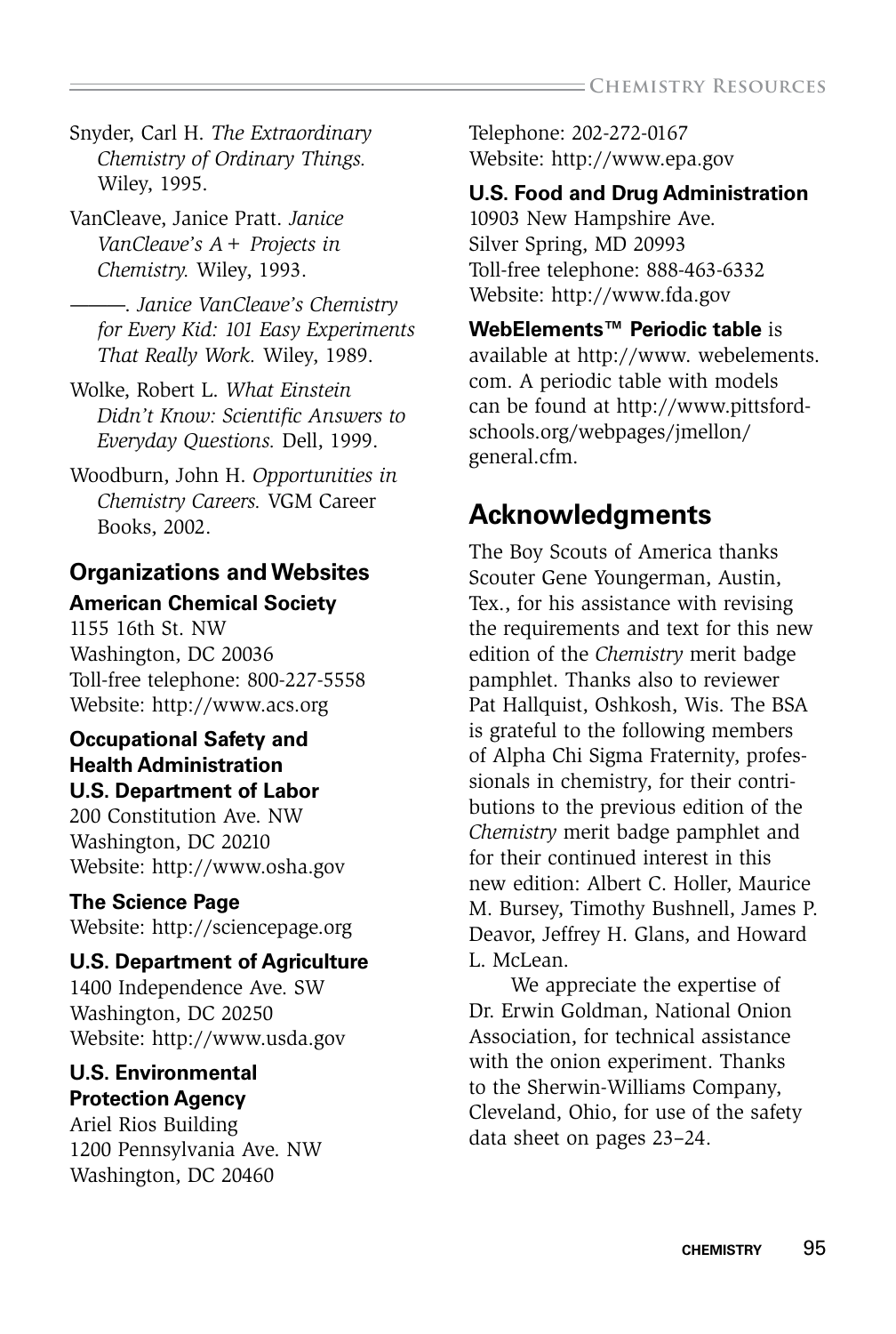Snyder, Carl H. *The Extraordinary Chemistry of Ordinary Things.* Wiley, 1995.

VanCleave, Janice Pratt. *Janice VanCleave's A+ Projects in Chemistry.* Wiley, 1993.

———. *Janice VanCleave's Chemistry for Every Kid: 101 Easy Experiments That Really Work.* Wiley, 1989.

Wolke, Robert L. *What Einstein Didn't Know: Scientific Answers to Everyday Questions.* Dell, 1999.

Woodburn, John H. *Opportunities in Chemistry Careers.* VGM Career Books, 2002.

### Organizations and Websites

**American Chemical Society**
1155 16th St. NW
Washington, DC 20036
Toll-free telephone: 800-227-5558
Website: http://www.acs.org

**Occupational Safety and Health Administration**
**U.S. Department of Labor**
200 Constitution Ave. NW
Washington, DC 20210
Website: http://www.osha.gov

**The Science Page**
Website: http://sciencepage.org

**U.S. Department of Agriculture**
1400 Independence Ave. SW
Washington, DC 20250
Website: http://www.usda.gov

**U.S. Environmental Protection Agency**
Ariel Rios Building
1200 Pennsylvania Ave. NW
Washington, DC 20460
Telephone: 202-272-0167
Website: http://www.epa.gov

**U.S. Food and Drug Administration**
10903 New Hampshire Ave.
Silver Spring, MD 20993
Toll-free telephone: 888-463-6332
Website: http://www.fda.gov

**WebElements™ Periodic table** is available at http://www.webelements.com. A periodic table with models can be found at http://www.pittsford-schools.org/webpages/jmellon/general.cfm.

## Acknowledgments

The Boy Scouts of America thanks Scouter Gene Youngerman, Austin, Tex., for his assistance with revising the requirements and text for this new edition of the *Chemistry* merit badge pamphlet. Thanks also to reviewer Pat Hallquist, Oshkosh, Wis. The BSA is grateful to the following members of Alpha Chi Sigma Fraternity, professionals in chemistry, for their contributions to the previous edition of the *Chemistry* merit badge pamphlet and for their continued interest in this new edition: Albert C. Holler, Maurice M. Bursey, Timothy Bushnell, James P. Deavor, Jeffrey H. Glans, and Howard L. McLean.

We appreciate the expertise of Dr. Erwin Goldman, National Onion Association, for technical assistance with the onion experiment. Thanks to the Sherwin-Williams Company, Cleveland, Ohio, for use of the safety data sheet on pages 23–24.